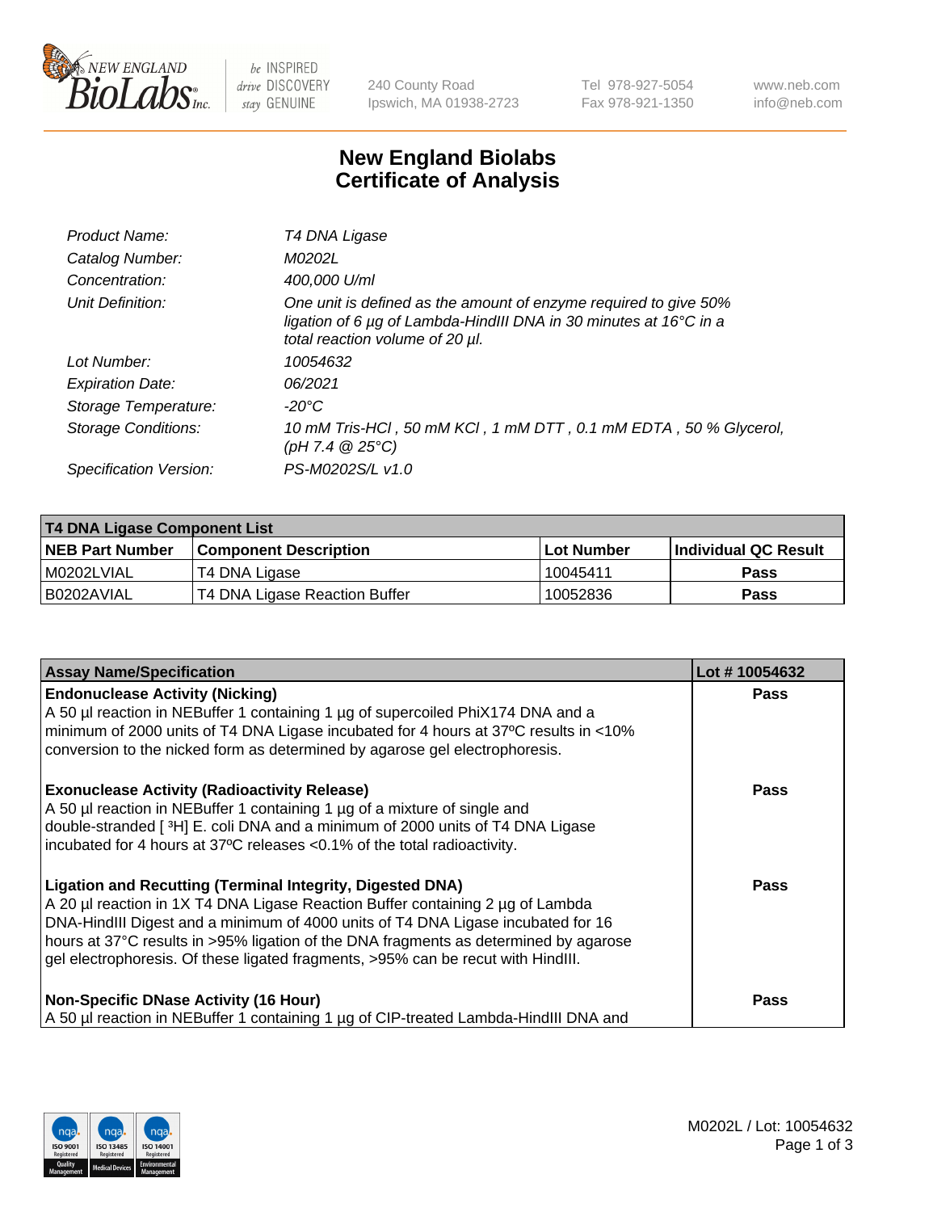# New England Biolabs Certificate of Analysis

| | |
|---|---|
| *Product Name:* | *T4 DNA Ligase* |
| *Catalog Number:* | *M0202L* |
| *Concentration:* | *400,000 U/ml* |
| *Unit Definition:* | *One unit is defined as the amount of enzyme required to give 50% ligation of 6 µg of Lambda-HindIII DNA in 30 minutes at 16°C in a total reaction volume of 20 µl.* |
| *Lot Number:* | *10054632* |
| *Expiration Date:* | *06/2021* |
| *Storage Temperature:* | *-20°C* |
| *Storage Conditions:* | *10 mM Tris-HCl , 50 mM KCl , 1 mM DTT , 0.1 mM EDTA , 50 % Glycerol, (pH 7.4 @ 25°C)* |
| *Specification Version:* | *PS-M0202S/L v1.0* |

| T4 DNA Ligase Component List | | | |
|---|---|---|---|
| **NEB Part Number** | **Component Description** | **Lot Number** | **Individual QC Result** |
| M0202LVIAL | T4 DNA Ligase | 10045411 | Pass |
| B0202AVIAL | T4 DNA Ligase Reaction Buffer | 10052836 | Pass |

| Assay Name/Specification | Lot # 10054632 |
|---|---|
| **Endonuclease Activity (Nicking)**<br>A 50 µl reaction in NEBuffer 1 containing 1 µg of supercoiled PhiX174 DNA and a minimum of 2000 units of T4 DNA Ligase incubated for 4 hours at 37ºC results in <10% conversion to the nicked form as determined by agarose gel electrophoresis. | Pass |
| **Exonuclease Activity (Radioactivity Release)**<br>A 50 µl reaction in NEBuffer 1 containing 1 µg of a mixture of single and double-stranded [ $^3$H] E. coli DNA and a minimum of 2000 units of T4 DNA Ligase incubated for 4 hours at 37ºC releases <0.1% of the total radioactivity. | Pass |
| **Ligation and Recutting (Terminal Integrity, Digested DNA)**<br>A 20 µl reaction in 1X T4 DNA Ligase Reaction Buffer containing 2 µg of Lambda DNA-HindIII Digest and a minimum of 4000 units of T4 DNA Ligase incubated for 16 hours at 37°C results in >95% ligation of the DNA fragments as determined by agarose gel electrophoresis. Of these ligated fragments, >95% can be recut with HindIII. | Pass |
| **Non-Specific DNase Activity (16 Hour)**<br>A 50 µl reaction in NEBuffer 1 containing 1 µg of CIP-treated Lambda-HindIII DNA and | Pass |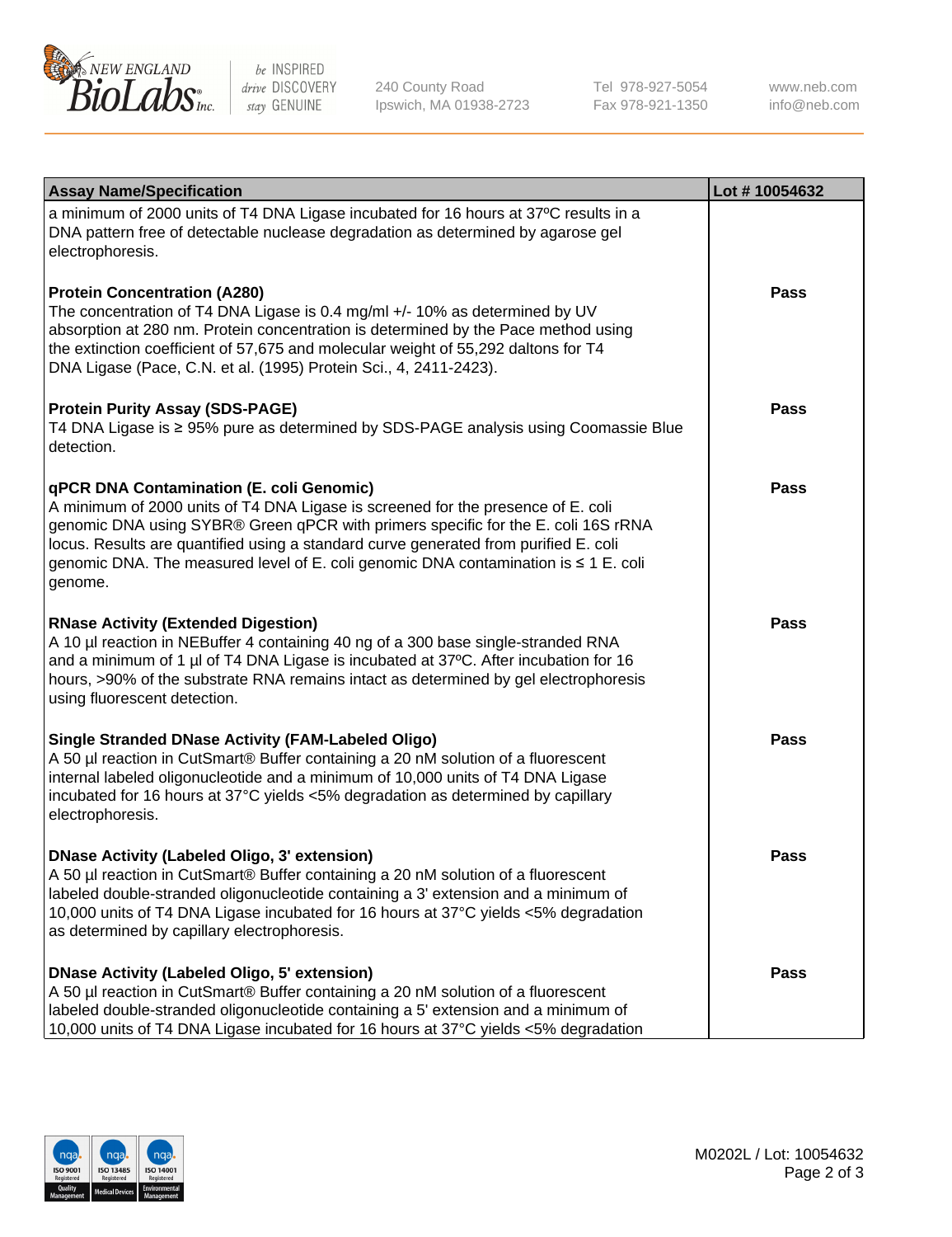| Assay Name/Specification | Lot # 10054632 |
|---|---|
| a minimum of 2000 units of T4 DNA Ligase incubated for 16 hours at 37ºC results in a DNA pattern free of detectable nuclease degradation as determined by agarose gel electrophoresis. | |
| **Protein Concentration (A280)**<br>The concentration of T4 DNA Ligase is 0.4 mg/ml +/- 10% as determined by UV absorption at 280 nm. Protein concentration is determined by the Pace method using the extinction coefficient of 57,675 and molecular weight of 55,292 daltons for T4 DNA Ligase (Pace, C.N. et al. (1995) Protein Sci., 4, 2411-2423). | Pass |
| **Protein Purity Assay (SDS-PAGE)**<br>T4 DNA Ligase is ≥ 95% pure as determined by SDS-PAGE analysis using Coomassie Blue detection. | Pass |
| **qPCR DNA Contamination (E. coli Genomic)**<br>A minimum of 2000 units of T4 DNA Ligase is screened for the presence of E. coli genomic DNA using SYBR® Green qPCR with primers specific for the E. coli 16S rRNA locus. Results are quantified using a standard curve generated from purified E. coli genomic DNA. The measured level of E. coli genomic DNA contamination is ≤ 1 E. coli genome. | Pass |
| **RNase Activity (Extended Digestion)**<br>A 10 µl reaction in NEBuffer 4 containing 40 ng of a 300 base single-stranded RNA and a minimum of 1 µl of T4 DNA Ligase is incubated at 37ºC. After incubation for 16 hours, >90% of the substrate RNA remains intact as determined by gel electrophoresis using fluorescent detection. | Pass |
| **Single Stranded DNase Activity (FAM-Labeled Oligo)**<br>A 50 µl reaction in CutSmart® Buffer containing a 20 nM solution of a fluorescent internal labeled oligonucleotide and a minimum of 10,000 units of T4 DNA Ligase incubated for 16 hours at 37°C yields <5% degradation as determined by capillary electrophoresis. | Pass |
| **DNase Activity (Labeled Oligo, 3' extension)**<br>A 50 µl reaction in CutSmart® Buffer containing a 20 nM solution of a fluorescent labeled double-stranded oligonucleotide containing a 3' extension and a minimum of 10,000 units of T4 DNA Ligase incubated for 16 hours at 37°C yields <5% degradation as determined by capillary electrophoresis. | Pass |
| **DNase Activity (Labeled Oligo, 5' extension)**<br>A 50 µl reaction in CutSmart® Buffer containing a 20 nM solution of a fluorescent labeled double-stranded oligonucleotide containing a 5' extension and a minimum of 10,000 units of T4 DNA Ligase incubated for 16 hours at 37°C yields <5% degradation | Pass |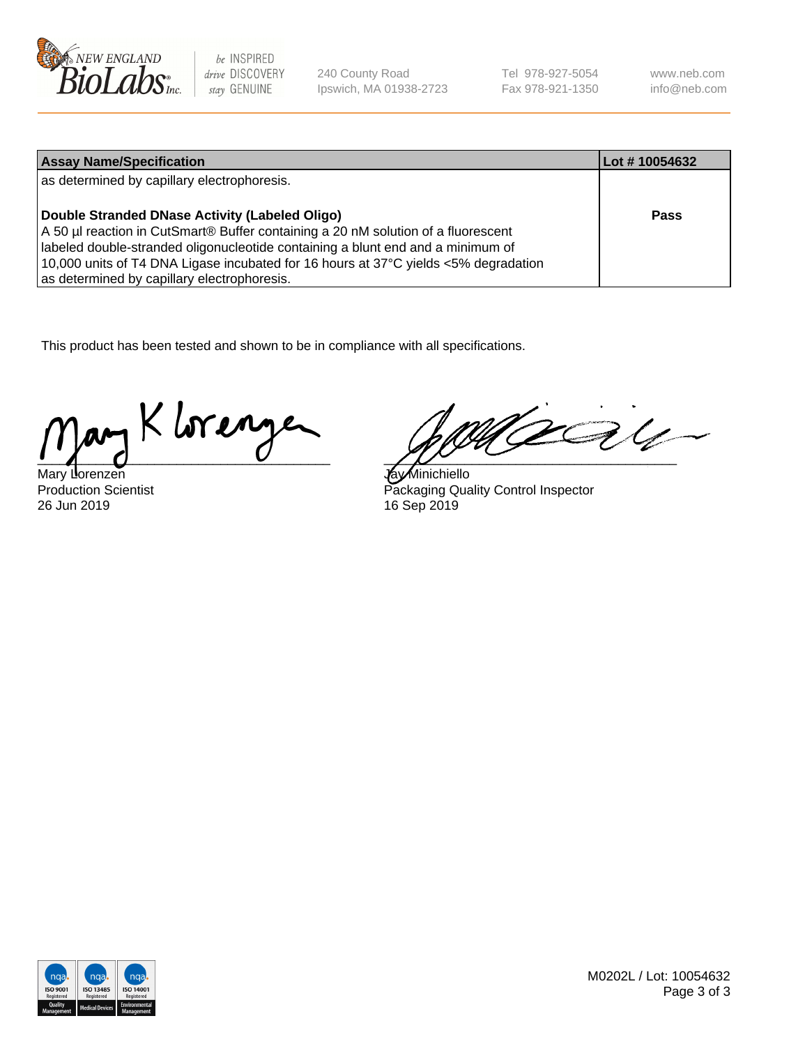| Assay Name/Specification | Lot # 10054632 |
|---|---|
| as determined by capillary electrophoresis. | |
| **Double Stranded DNase Activity (Labeled Oligo)**<br>A 50 µl reaction in CutSmart® Buffer containing a 20 nM solution of a fluorescent labeled double-stranded oligonucleotide containing a blunt end and a minimum of 10,000 units of T4 DNA Ligase incubated for 16 hours at 37°C yields <5% degradation as determined by capillary electrophoresis. | **Pass** |

This product has been tested and shown to be in compliance with all specifications.

Mary Lorenzen
Production Scientist
26 Jun 2019

Jay Minichiello
Packaging Quality Control Inspector
16 Sep 2019

M0202L / Lot: 10054632